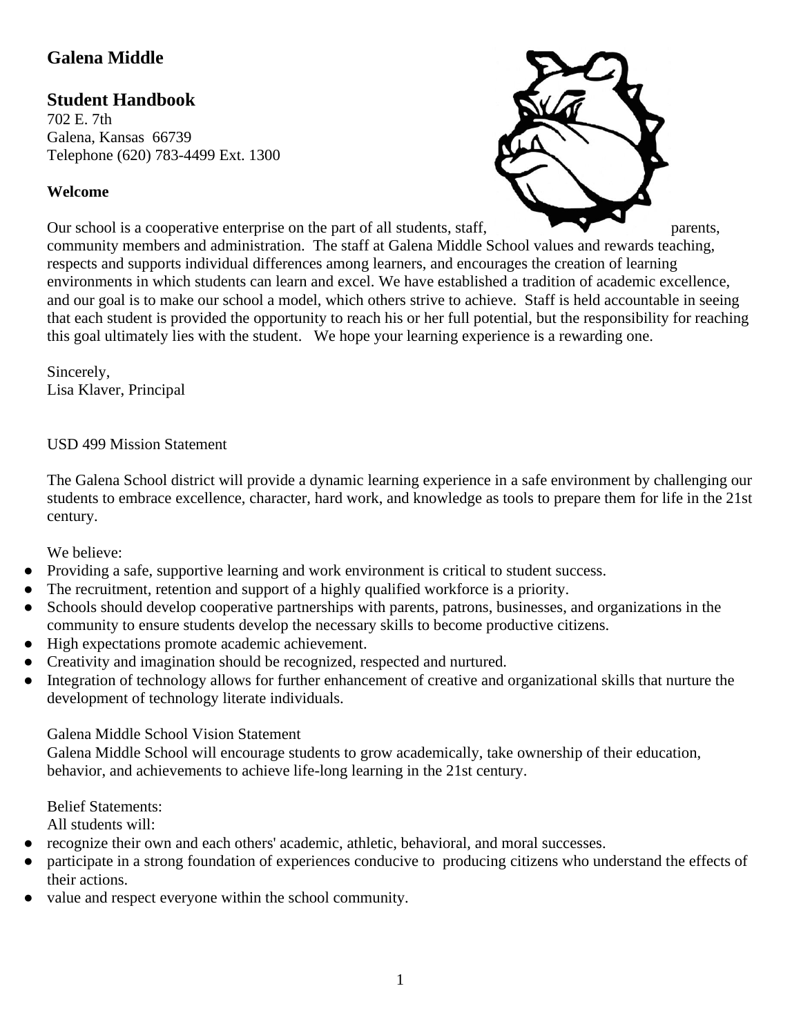## Galena Middle

## Student Handbook

702 E. 7th
Galena, Kansas 66739
Telephone (620) 783-4499 Ext. 1300

**Welcome**

Our school is a cooperative enterprise on the part of all students, staff, parents, community members and administration. The staff at Galena Middle School values and rewards teaching, respects and supports individual differences among learners, and encourages the creation of learning environments in which students can learn and excel. We have established a tradition of academic excellence, and our goal is to make our school a model, which others strive to achieve. Staff is held accountable in seeing that each student is provided the opportunity to reach his or her full potential, but the responsibility for reaching this goal ultimately lies with the student. We hope your learning experience is a rewarding one.

Sincerely,
Lisa Klaver, Principal

USD 499 Mission Statement

The Galena School district will provide a dynamic learning experience in a safe environment by challenging our students to embrace excellence, character, hard work, and knowledge as tools to prepare them for life in the 21st century.

We believe:

- Providing a safe, supportive learning and work environment is critical to student success.
- The recruitment, retention and support of a highly qualified workforce is a priority.
- Schools should develop cooperative partnerships with parents, patrons, businesses, and organizations in the community to ensure students develop the necessary skills to become productive citizens.
- High expectations promote academic achievement.
- Creativity and imagination should be recognized, respected and nurtured.
- Integration of technology allows for further enhancement of creative and organizational skills that nurture the development of technology literate individuals.

Galena Middle School Vision Statement
Galena Middle School will encourage students to grow academically, take ownership of their education, behavior, and achievements to achieve life-long learning in the 21st century.

Belief Statements:
All students will:

- recognize their own and each others' academic, athletic, behavioral, and moral successes.
- participate in a strong foundation of experiences conducive to producing citizens who understand the effects of their actions.
- value and respect everyone within the school community.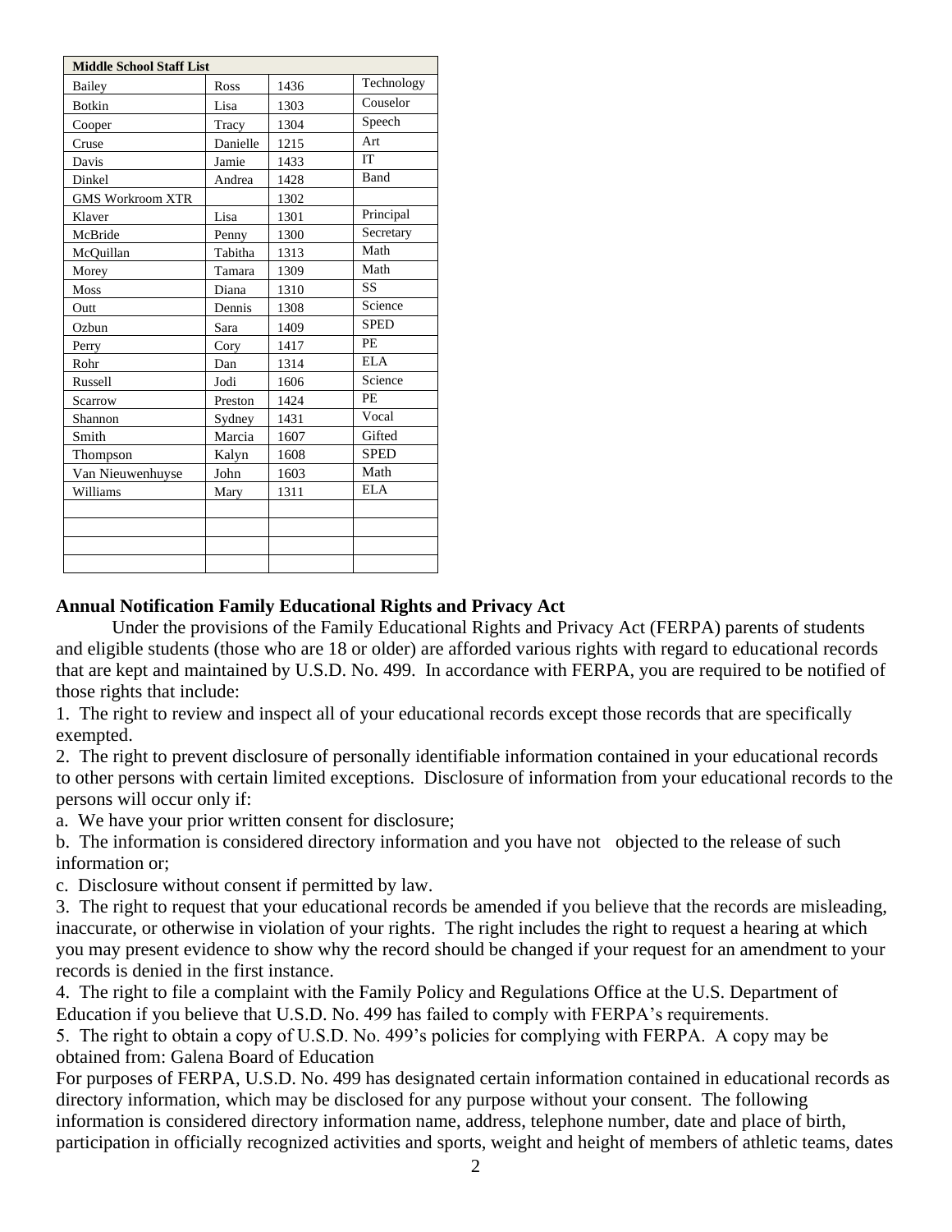| Middle School Staff List | | | |
|---|---|---|---|
| Bailey | Ross | 1436 | Technology |
| Botkin | Lisa | 1303 | Couselor |
| Cooper | Tracy | 1304 | Speech |
| Cruse | Danielle | 1215 | Art |
| Davis | Jamie | 1433 | IT |
| Dinkel | Andrea | 1428 | Band |
| GMS Workroom XTR | | 1302 | |
| Klaver | Lisa | 1301 | Principal |
| McBride | Penny | 1300 | Secretary |
| McQuillan | Tabitha | 1313 | Math |
| Morey | Tamara | 1309 | Math |
| Moss | Diana | 1310 | SS |
| Outt | Dennis | 1308 | Science |
| Ozbun | Sara | 1409 | SPED |
| Perry | Cory | 1417 | PE |
| Rohr | Dan | 1314 | ELA |
| Russell | Jodi | 1606 | Science |
| Scarrow | Preston | 1424 | PE |
| Shannon | Sydney | 1431 | Vocal |
| Smith | Marcia | 1607 | Gifted |
| Thompson | Kalyn | 1608 | SPED |
| Van Nieuwenhuyse | John | 1603 | Math |
| Williams | Mary | 1311 | ELA |
| | | | |
| | | | |
| | | | |
| | | | |

**Annual Notification Family Educational Rights and Privacy Act**

Under the provisions of the Family Educational Rights and Privacy Act (FERPA) parents of students and eligible students (those who are 18 or older) are afforded various rights with regard to educational records that are kept and maintained by U.S.D. No. 499. In accordance with FERPA, you are required to be notified of those rights that include:

1. The right to review and inspect all of your educational records except those records that are specifically exempted.
2. The right to prevent disclosure of personally identifiable information contained in your educational records to other persons with certain limited exceptions. Disclosure of information from your educational records to the persons will occur only if:
   a. We have your prior written consent for disclosure;
   b. The information is considered directory information and you have not objected to the release of such information or;
   c. Disclosure without consent if permitted by law.
3. The right to request that your educational records be amended if you believe that the records are misleading, inaccurate, or otherwise in violation of your rights. The right includes the right to request a hearing at which you may present evidence to show why the record should be changed if your request for an amendment to your records is denied in the first instance.
4. The right to file a complaint with the Family Policy and Regulations Office at the U.S. Department of Education if you believe that U.S.D. No. 499 has failed to comply with FERPA's requirements.
5. The right to obtain a copy of U.S.D. No. 499's policies for complying with FERPA. A copy may be obtained from: Galena Board of Education

For purposes of FERPA, U.S.D. No. 499 has designated certain information contained in educational records as directory information, which may be disclosed for any purpose without your consent. The following information is considered directory information name, address, telephone number, date and place of birth, participation in officially recognized activities and sports, weight and height of members of athletic teams, dates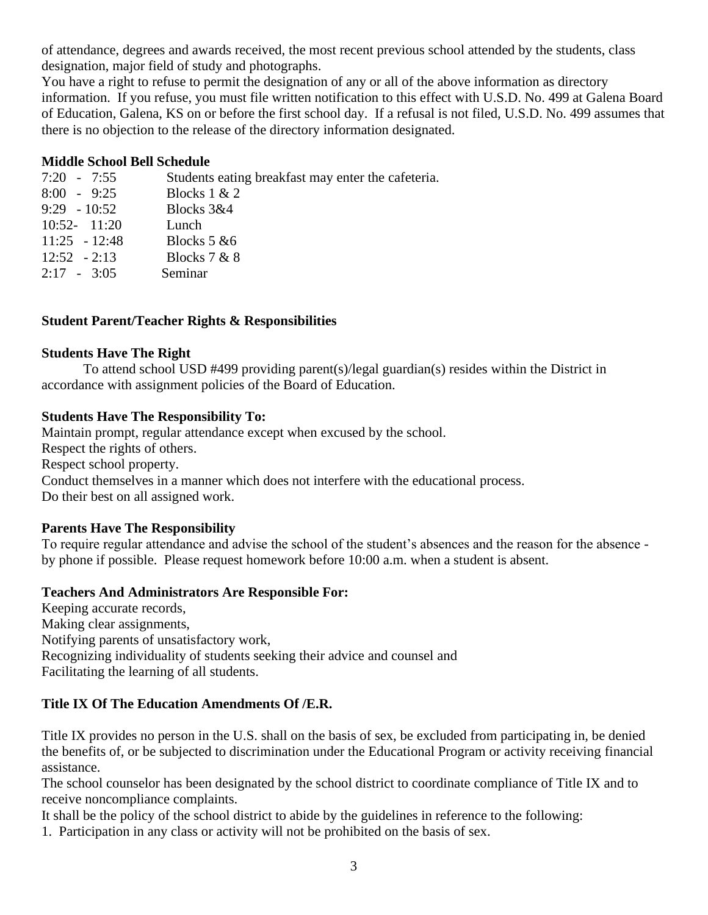of attendance, degrees and awards received, the most recent previous school attended by the students, class designation, major field of study and photographs.

You have a right to refuse to permit the designation of any or all of the above information as directory information. If you refuse, you must file written notification to this effect with U.S.D. No. 499 at Galena Board of Education, Galena, KS on or before the first school day. If a refusal is not filed, U.S.D. No. 499 assumes that there is no objection to the release of the directory information designated.

**Middle School Bell Schedule**

| | |
|---|---|
| 7:20 - 7:55 | Students eating breakfast may enter the cafeteria. |
| 8:00 - 9:25 | Blocks 1 & 2 |
| 9:29 - 10:52 | Blocks 3&4 |
| 10:52- 11:20 | Lunch |
| 11:25 - 12:48 | Blocks 5 &6 |
| 12:52 - 2:13 | Blocks 7 & 8 |
| 2:17 - 3:05 | Seminar |

**Student Parent/Teacher Rights & Responsibilities**

**Students Have The Right**

To attend school USD #499 providing parent(s)/legal guardian(s) resides within the District in accordance with assignment policies of the Board of Education.

**Students Have The Responsibility To:**

Maintain prompt, regular attendance except when excused by the school.
Respect the rights of others.
Respect school property.
Conduct themselves in a manner which does not interfere with the educational process.
Do their best on all assigned work.

**Parents Have The Responsibility**

To require regular attendance and advise the school of the student's absences and the reason for the absence - by phone if possible. Please request homework before 10:00 a.m. when a student is absent.

**Teachers And Administrators Are Responsible For:**

Keeping accurate records,
Making clear assignments,
Notifying parents of unsatisfactory work,
Recognizing individuality of students seeking their advice and counsel and
Facilitating the learning of all students.

**Title IX Of The Education Amendments Of /E.R.**

Title IX provides no person in the U.S. shall on the basis of sex, be excluded from participating in, be denied the benefits of, or be subjected to discrimination under the Educational Program or activity receiving financial assistance.

The school counselor has been designated by the school district to coordinate compliance of Title IX and to receive noncompliance complaints.

It shall be the policy of the school district to abide by the guidelines in reference to the following:

1. Participation in any class or activity will not be prohibited on the basis of sex.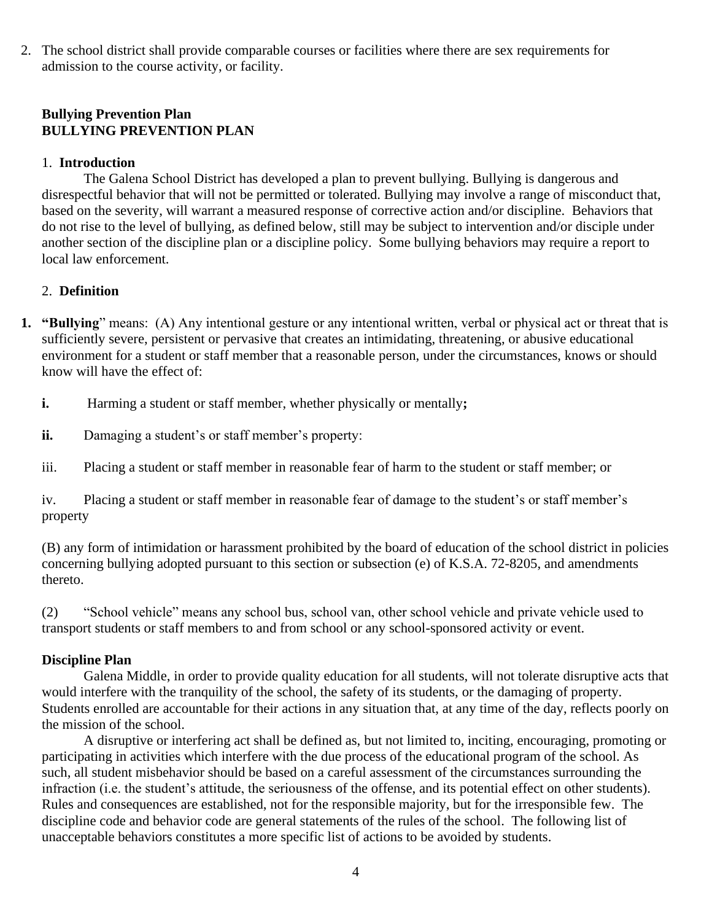2. The school district shall provide comparable courses or facilities where there are sex requirements for admission to the course activity, or facility.

**Bullying Prevention Plan**
**BULLYING PREVENTION PLAN**

1. **Introduction**

The Galena School District has developed a plan to prevent bullying. Bullying is dangerous and disrespectful behavior that will not be permitted or tolerated. Bullying may involve a range of misconduct that, based on the severity, will warrant a measured response of corrective action and/or discipline. Behaviors that do not rise to the level of bullying, as defined below, still may be subject to intervention and/or disciple under another section of the discipline plan or a discipline policy. Some bullying behaviors may require a report to local law enforcement.

2. **Definition**

**1. "Bullying"** means: (A) Any intentional gesture or any intentional written, verbal or physical act or threat that is sufficiently severe, persistent or pervasive that creates an intimidating, threatening, or abusive educational environment for a student or staff member that a reasonable person, under the circumstances, knows or should know will have the effect of:

**i.** Harming a student or staff member, whether physically or mentally**;**

**ii.** Damaging a student's or staff member's property:

iii. Placing a student or staff member in reasonable fear of harm to the student or staff member; or

iv. Placing a student or staff member in reasonable fear of damage to the student's or staff member's property

(B) any form of intimidation or harassment prohibited by the board of education of the school district in policies concerning bullying adopted pursuant to this section or subsection (e) of K.S.A. 72-8205, and amendments thereto.

(2) "School vehicle" means any school bus, school van, other school vehicle and private vehicle used to transport students or staff members to and from school or any school-sponsored activity or event.

**Discipline Plan**

Galena Middle, in order to provide quality education for all students, will not tolerate disruptive acts that would interfere with the tranquility of the school, the safety of its students, or the damaging of property. Students enrolled are accountable for their actions in any situation that, at any time of the day, reflects poorly on the mission of the school.

A disruptive or interfering act shall be defined as, but not limited to, inciting, encouraging, promoting or participating in activities which interfere with the due process of the educational program of the school. As such, all student misbehavior should be based on a careful assessment of the circumstances surrounding the infraction (i.e. the student's attitude, the seriousness of the offense, and its potential effect on other students). Rules and consequences are established, not for the responsible majority, but for the irresponsible few. The discipline code and behavior code are general statements of the rules of the school. The following list of unacceptable behaviors constitutes a more specific list of actions to be avoided by students.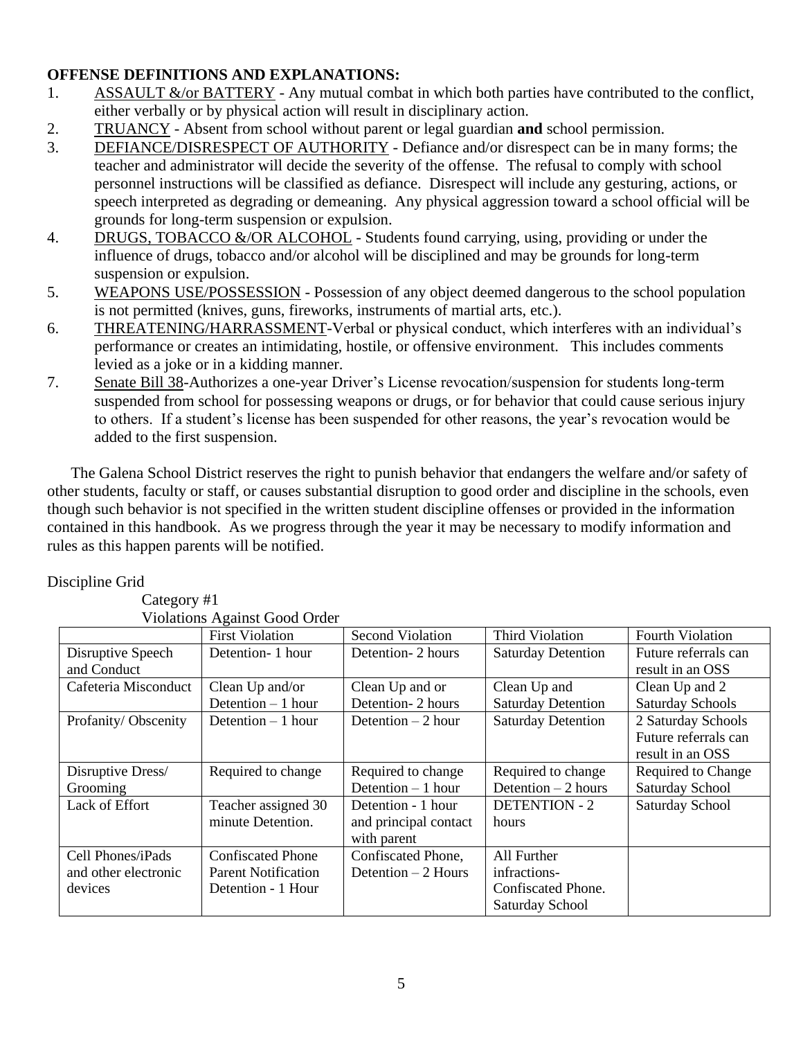**OFFENSE DEFINITIONS AND EXPLANATIONS:**

1. ASSAULT &/or BATTERY - Any mutual combat in which both parties have contributed to the conflict, either verbally or by physical action will result in disciplinary action.
2. TRUANCY - Absent from school without parent or legal guardian **and** school permission.
3. DEFIANCE/DISRESPECT OF AUTHORITY - Defiance and/or disrespect can be in many forms; the teacher and administrator will decide the severity of the offense. The refusal to comply with school personnel instructions will be classified as defiance. Disrespect will include any gesturing, actions, or speech interpreted as degrading or demeaning. Any physical aggression toward a school official will be grounds for long-term suspension or expulsion.
4. DRUGS, TOBACCO &/OR ALCOHOL - Students found carrying, using, providing or under the influence of drugs, tobacco and/or alcohol will be disciplined and may be grounds for long-term suspension or expulsion.
5. WEAPONS USE/POSSESSION - Possession of any object deemed dangerous to the school population is not permitted (knives, guns, fireworks, instruments of martial arts, etc.).
6. THREATENING/HARRASSMENT-Verbal or physical conduct, which interferes with an individual's performance or creates an intimidating, hostile, or offensive environment. This includes comments levied as a joke or in a kidding manner.
7. Senate Bill 38-Authorizes a one-year Driver's License revocation/suspension for students long-term suspended from school for possessing weapons or drugs, or for behavior that could cause serious injury to others. If a student's license has been suspended for other reasons, the year's revocation would be added to the first suspension.

The Galena School District reserves the right to punish behavior that endangers the welfare and/or safety of other students, faculty or staff, or causes substantial disruption to good order and discipline in the schools, even though such behavior is not specified in the written student discipline offenses or provided in the information contained in this handbook. As we progress through the year it may be necessary to modify information and rules as this happen parents will be notified.

Discipline Grid

Category #1

Violations Against Good Order

| | First Violation | Second Violation | Third Violation | Fourth Violation |
|---|---|---|---|---|
| Disruptive Speech and Conduct | Detention- 1 hour | Detention- 2 hours | Saturday Detention | Future referrals can result in an OSS |
| Cafeteria Misconduct | Clean Up and/or Detention – 1 hour | Clean Up and or Detention- 2 hours | Clean Up and Saturday Detention | Clean Up and 2 Saturday Schools |
| Profanity/ Obscenity | Detention – 1 hour | Detention – 2 hour | Saturday Detention | 2 Saturday Schools Future referrals can result in an OSS |
| Disruptive Dress/ Grooming | Required to change | Required to change Detention – 1 hour | Required to change Detention – 2 hours | Required to Change Saturday School |
| Lack of Effort | Teacher assigned 30 minute Detention. | Detention - 1 hour and principal contact with parent | DETENTION - 2 hours | Saturday School |
| Cell Phones/iPads and other electronic devices | Confiscated Phone Parent Notification Detention - 1 Hour | Confiscated Phone, Detention – 2 Hours | All Further infractions- Confiscated Phone. Saturday School | |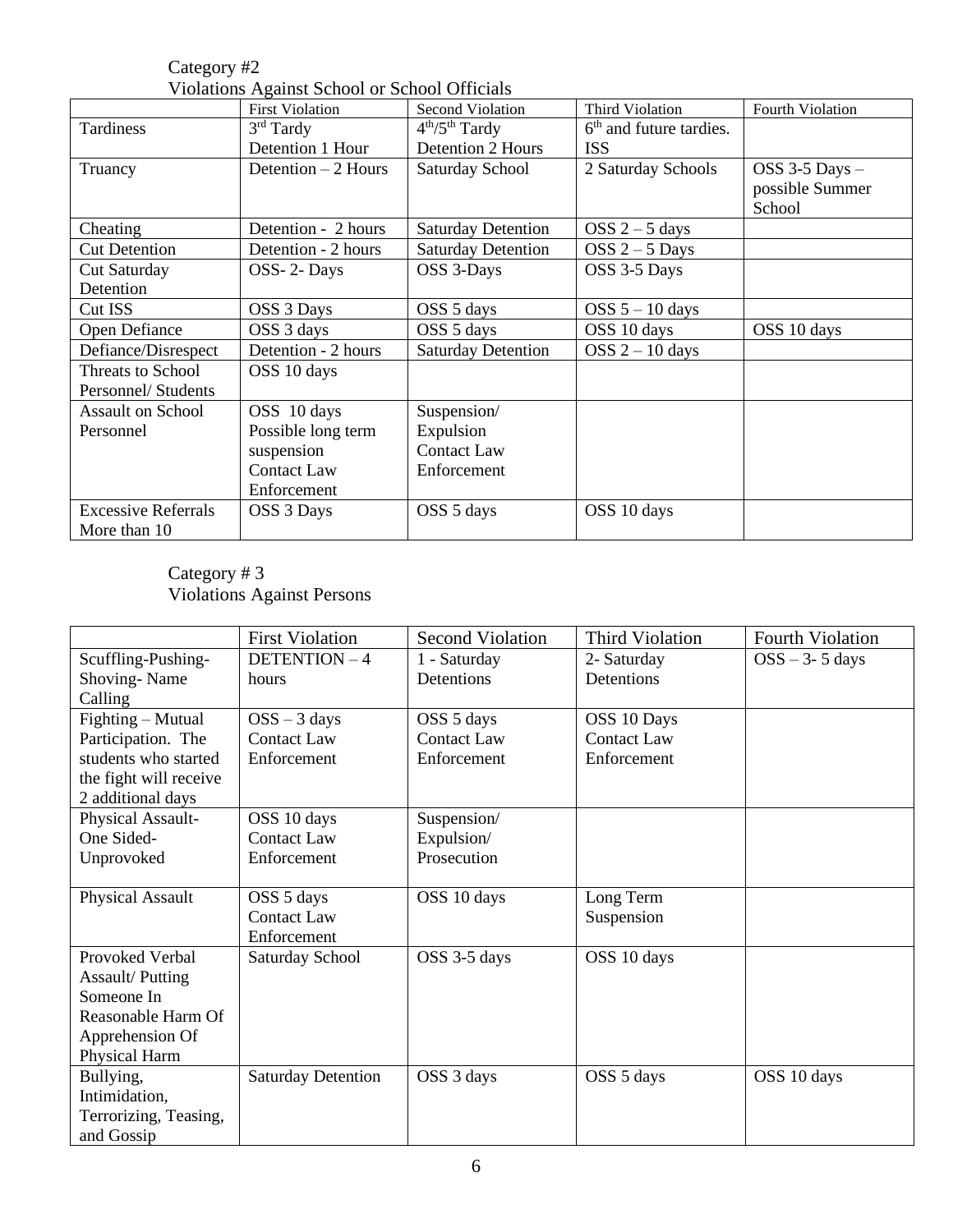Category #2

Violations Against School or School Officials

| | First Violation | Second Violation | Third Violation | Fourth Violation |
|---|---|---|---|---|
| Tardiness | 3rd Tardy Detention 1 Hour | 4th/5th Tardy Detention 2 Hours | 6th and future tardies. ISS | |
| Truancy | Detention – 2 Hours | Saturday School | 2 Saturday Schools | OSS 3-5 Days – possible Summer School |
| Cheating | Detention - 2 hours | Saturday Detention | OSS 2 – 5 days | |
| Cut Detention | Detention - 2 hours | Saturday Detention | OSS 2 – 5 Days | |
| Cut Saturday Detention | OSS- 2- Days | OSS 3-Days | OSS 3-5 Days | |
| Cut ISS | OSS 3 Days | OSS 5 days | OSS 5 – 10 days | |
| Open Defiance | OSS 3 days | OSS 5 days | OSS 10 days | OSS 10 days |
| Defiance/Disrespect | Detention - 2 hours | Saturday Detention | OSS 2 – 10 days | |
| Threats to School Personnel/ Students | OSS 10 days | | | |
| Assault on School Personnel | OSS 10 days Possible long term suspension Contact Law Enforcement | Suspension/ Expulsion Contact Law Enforcement | | |
| Excessive Referrals More than 10 | OSS 3 Days | OSS 5 days | OSS 10 days | |

Category # 3

Violations Against Persons

| | First Violation | Second Violation | Third Violation | Fourth Violation |
|---|---|---|---|---|
| Scuffling-Pushing-Shoving- Name Calling | DETENTION – 4 hours | 1 - Saturday Detentions | 2- Saturday Detentions | OSS – 3- 5 days |
| Fighting – Mutual Participation. The students who started the fight will receive 2 additional days | OSS – 3 days Contact Law Enforcement | OSS 5 days Contact Law Enforcement | OSS 10 Days Contact Law Enforcement | |
| Physical Assault- One Sided- Unprovoked | OSS 10 days Contact Law Enforcement | Suspension/ Expulsion/ Prosecution | | |
| Physical Assault | OSS 5 days Contact Law Enforcement | OSS 10 days | Long Term Suspension | |
| Provoked Verbal Assault/ Putting Someone In Reasonable Harm Of Apprehension Of Physical Harm | Saturday School | OSS 3-5 days | OSS 10 days | |
| Bullying, Intimidation, Terrorizing, Teasing, and Gossip | Saturday Detention | OSS 3 days | OSS 5 days | OSS 10 days |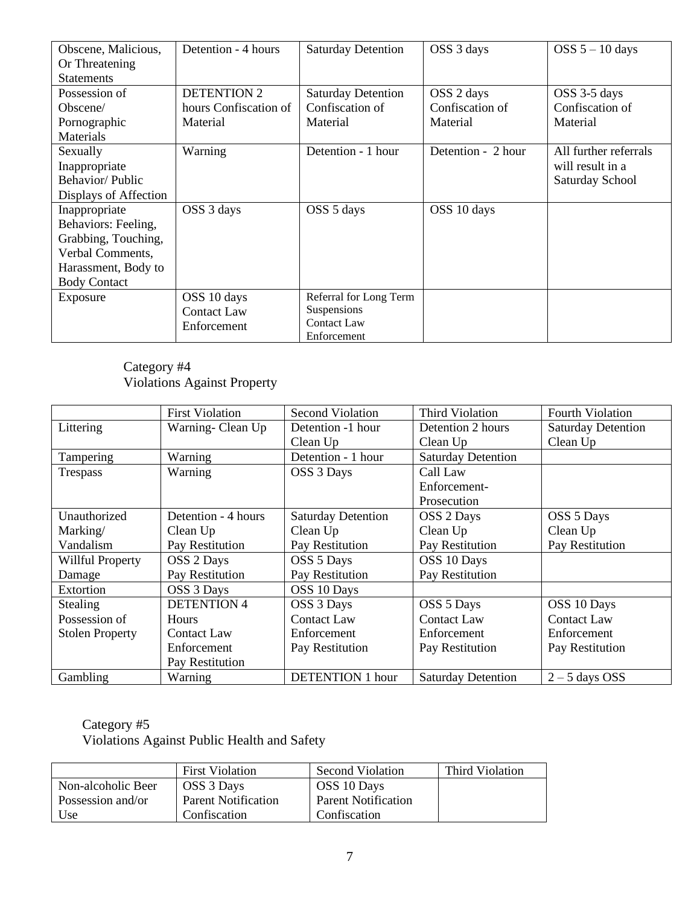| | | | | |
|---|---|---|---|---|
| Obscene, Malicious, Or Threatening Statements | Detention - 4 hours | Saturday Detention | OSS 3 days | OSS 5 – 10 days |
| Possession of Obscene/ Pornographic Materials | DETENTION 2 hours Confiscation of Material | Saturday Detention Confiscation of Material | OSS 2 days Confiscation of Material | OSS 3-5 days Confiscation of Material |
| Sexually Inappropriate Behavior/ Public Displays of Affection | Warning | Detention - 1 hour | Detention - 2 hour | All further referrals will result in a Saturday School |
| Inappropriate Behaviors: Feeling, Grabbing, Touching, Verbal Comments, Harassment, Body to Body Contact | OSS 3 days | OSS 5 days | OSS 10 days | |
| Exposure | OSS 10 days Contact Law Enforcement | Referral for Long Term Suspensions Contact Law Enforcement | | |

Category #4
Violations Against Property

| | First Violation | Second Violation | Third Violation | Fourth Violation |
|---|---|---|---|---|
| Littering | Warning- Clean Up | Detention -1 hour Clean Up | Detention 2 hours Clean Up | Saturday Detention Clean Up |
| Tampering | Warning | Detention - 1 hour | Saturday Detention | |
| Trespass | Warning | OSS 3 Days | Call Law Enforcement- Prosecution | |
| Unauthorized Marking/ Vandalism | Detention - 4 hours Clean Up Pay Restitution | Saturday Detention Clean Up Pay Restitution | OSS 2 Days Clean Up Pay Restitution | OSS 5 Days Clean Up Pay Restitution |
| Willful Property Damage | OSS 2 Days Pay Restitution | OSS 5 Days Pay Restitution | OSS 10 Days Pay Restitution | |
| Extortion | OSS 3 Days | OSS 10 Days | | |
| Stealing Possession of Stolen Property | DETENTION 4 Hours Contact Law Enforcement Pay Restitution | OSS 3 Days Contact Law Enforcement Pay Restitution | OSS 5 Days Contact Law Enforcement Pay Restitution | OSS 10 Days Contact Law Enforcement Pay Restitution |
| Gambling | Warning | DETENTION 1 hour | Saturday Detention | 2 – 5 days OSS |

Category #5
Violations Against Public Health and Safety

| | First Violation | Second Violation | Third Violation |
|---|---|---|---|
| Non-alcoholic Beer Possession and/or Use | OSS 3 Days Parent Notification Confiscation | OSS 10 Days Parent Notification Confiscation | |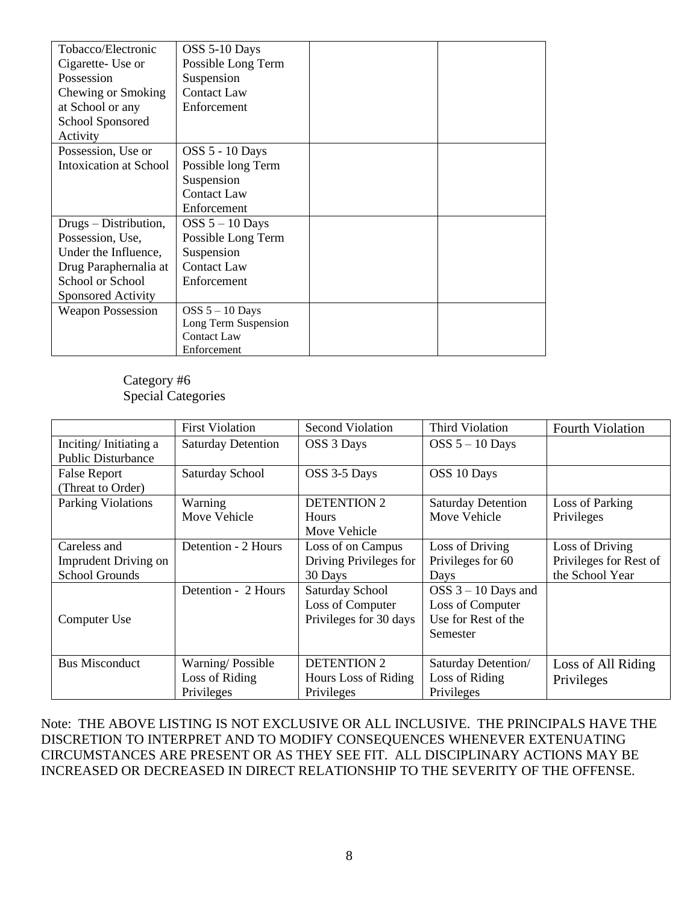| | | | |
|---|---|---|---|
| Tobacco/Electronic Cigarette- Use or Possession Chewing or Smoking at School or any School Sponsored Activity | OSS 5-10 Days Possible Long Term Suspension Contact Law Enforcement | | |
| Possession, Use or Intoxication at School | OSS 5 - 10 Days Possible long Term Suspension Contact Law Enforcement | | |
| Drugs – Distribution, Possession, Use, Under the Influence, Drug Paraphernalia at School or School Sponsored Activity | OSS 5 – 10 Days Possible Long Term Suspension Contact Law Enforcement | | |
| Weapon Possession | OSS 5 – 10 Days Long Term Suspension Contact Law Enforcement | | |

Category #6
Special Categories

| | First Violation | Second Violation | Third Violation | Fourth Violation |
|---|---|---|---|---|
| Inciting/ Initiating a Public Disturbance | Saturday Detention | OSS 3 Days | OSS 5 – 10 Days | |
| False Report (Threat to Order) | Saturday School | OSS 3-5 Days | OSS 10 Days | |
| Parking Violations | Warning Move Vehicle | DETENTION 2 Hours Move Vehicle | Saturday Detention Move Vehicle | Loss of Parking Privileges |
| Careless and Imprudent Driving on School Grounds | Detention - 2 Hours | Loss of on Campus Driving Privileges for 30 Days | Loss of Driving Privileges for 60 Days | Loss of Driving Privileges for Rest of the School Year |
| Computer Use | Detention - 2 Hours | Saturday School Loss of Computer Privileges for 30 days | OSS 3 – 10 Days and Loss of Computer Use for Rest of the Semester | |
| Bus Misconduct | Warning/ Possible Loss of Riding Privileges | DETENTION 2 Hours Loss of Riding Privileges | Saturday Detention/ Loss of Riding Privileges | Loss of All Riding Privileges |

Note: THE ABOVE LISTING IS NOT EXCLUSIVE OR ALL INCLUSIVE. THE PRINCIPALS HAVE THE DISCRETION TO INTERPRET AND TO MODIFY CONSEQUENCES WHENEVER EXTENUATING CIRCUMSTANCES ARE PRESENT OR AS THEY SEE FIT. ALL DISCIPLINARY ACTIONS MAY BE INCREASED OR DECREASED IN DIRECT RELATIONSHIP TO THE SEVERITY OF THE OFFENSE.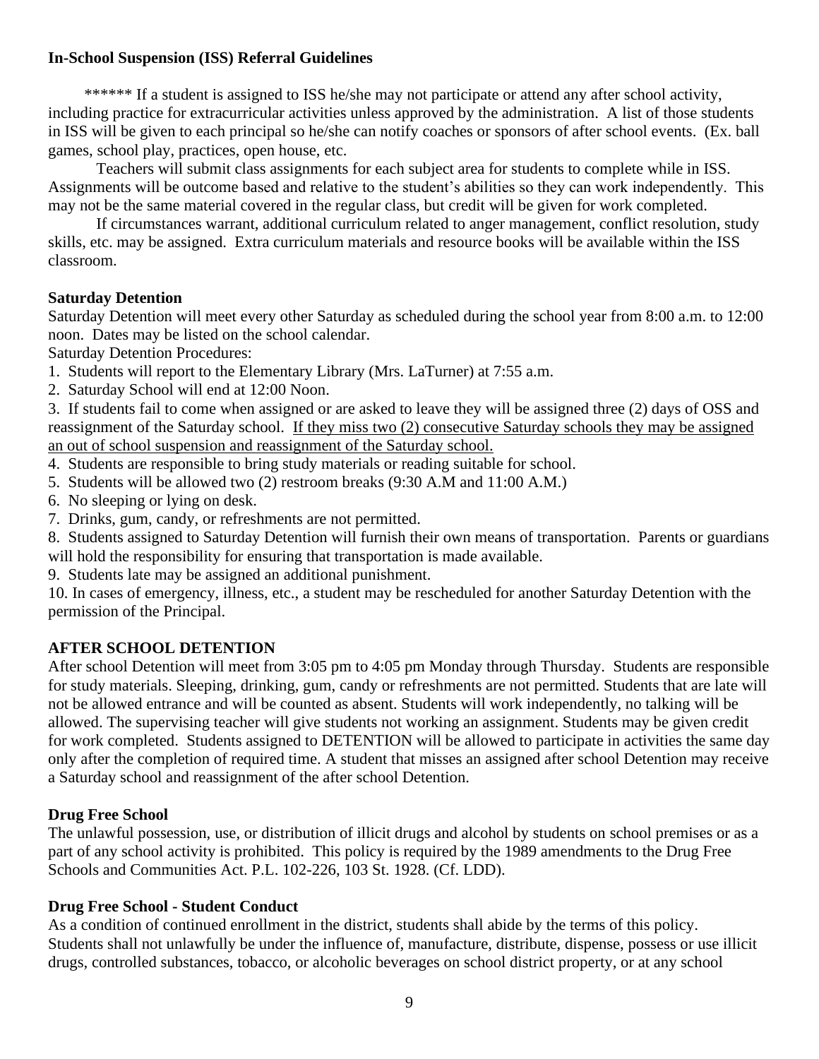**In-School Suspension (ISS) Referral Guidelines**

****** If a student is assigned to ISS he/she may not participate or attend any after school activity, including practice for extracurricular activities unless approved by the administration. A list of those students in ISS will be given to each principal so he/she can notify coaches or sponsors of after school events. (Ex. ball games, school play, practices, open house, etc.

Teachers will submit class assignments for each subject area for students to complete while in ISS. Assignments will be outcome based and relative to the student's abilities so they can work independently. This may not be the same material covered in the regular class, but credit will be given for work completed.

If circumstances warrant, additional curriculum related to anger management, conflict resolution, study skills, etc. may be assigned. Extra curriculum materials and resource books will be available within the ISS classroom.

**Saturday Detention**

Saturday Detention will meet every other Saturday as scheduled during the school year from 8:00 a.m. to 12:00 noon. Dates may be listed on the school calendar.

Saturday Detention Procedures:

1. Students will report to the Elementary Library (Mrs. LaTurner) at 7:55 a.m.
2. Saturday School will end at 12:00 Noon.
3. If students fail to come when assigned or are asked to leave they will be assigned three (2) days of OSS and reassignment of the Saturday school. <u>If they miss two (2) consecutive Saturday schools they may be assigned an out of school suspension and reassignment of the Saturday school.</u>
4. Students are responsible to bring study materials or reading suitable for school.
5. Students will be allowed two (2) restroom breaks (9:30 A.M and 11:00 A.M.)
6. No sleeping or lying on desk.
7. Drinks, gum, candy, or refreshments are not permitted.
8. Students assigned to Saturday Detention will furnish their own means of transportation. Parents or guardians will hold the responsibility for ensuring that transportation is made available.
9. Students late may be assigned an additional punishment.
10. In cases of emergency, illness, etc., a student may be rescheduled for another Saturday Detention with the permission of the Principal.

**AFTER SCHOOL DETENTION**

After school Detention will meet from 3:05 pm to 4:05 pm Monday through Thursday. Students are responsible for study materials. Sleeping, drinking, gum, candy or refreshments are not permitted. Students that are late will not be allowed entrance and will be counted as absent. Students will work independently, no talking will be allowed. The supervising teacher will give students not working an assignment. Students may be given credit for work completed. Students assigned to DETENTION will be allowed to participate in activities the same day only after the completion of required time. A student that misses an assigned after school Detention may receive a Saturday school and reassignment of the after school Detention.

**Drug Free School**

The unlawful possession, use, or distribution of illicit drugs and alcohol by students on school premises or as a part of any school activity is prohibited. This policy is required by the 1989 amendments to the Drug Free Schools and Communities Act. P.L. 102-226, 103 St. 1928. (Cf. LDD).

**Drug Free School - Student Conduct**

As a condition of continued enrollment in the district, students shall abide by the terms of this policy. Students shall not unlawfully be under the influence of, manufacture, distribute, dispense, possess or use illicit drugs, controlled substances, tobacco, or alcoholic beverages on school district property, or at any school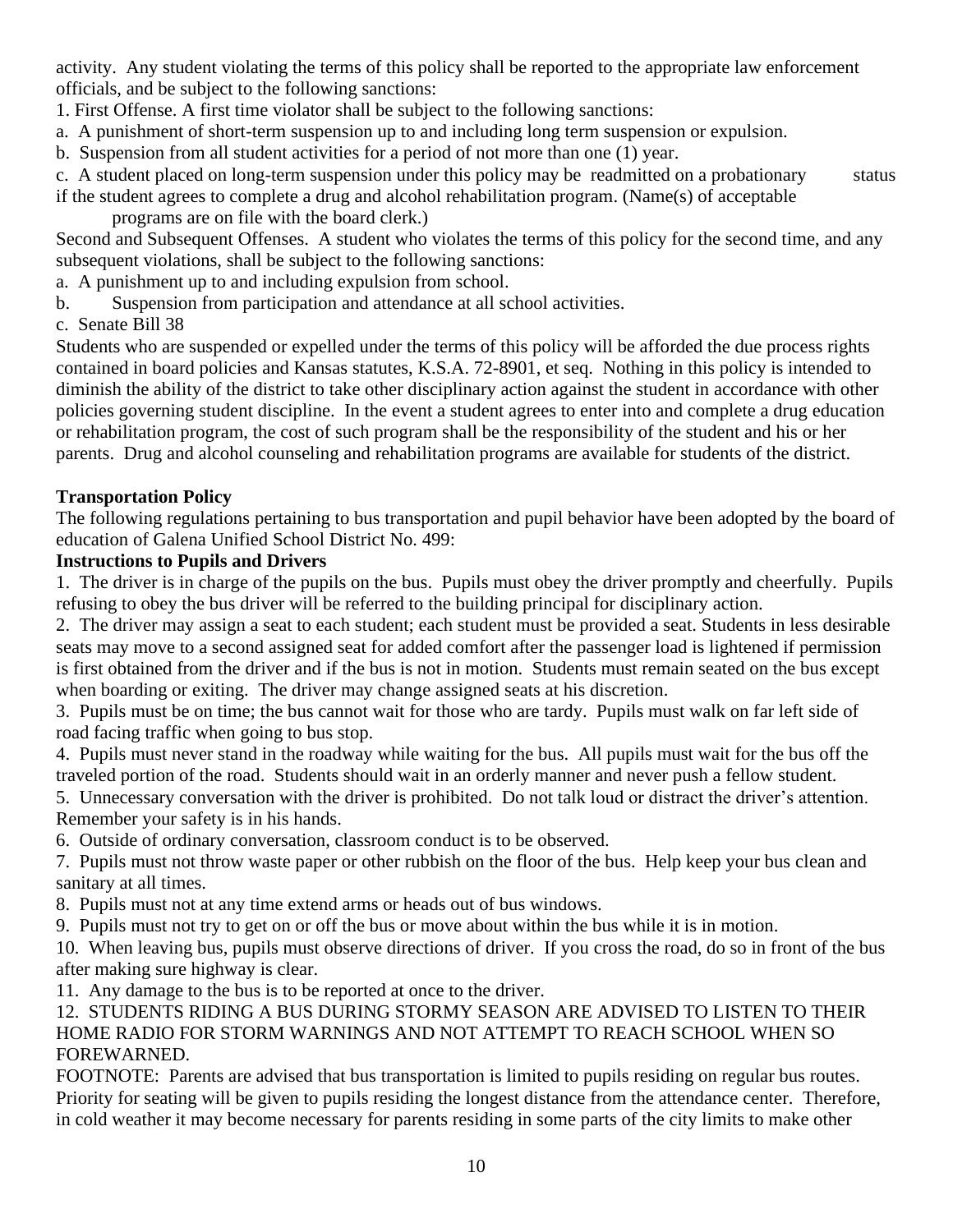activity. Any student violating the terms of this policy shall be reported to the appropriate law enforcement officials, and be subject to the following sanctions:

1. First Offense. A first time violator shall be subject to the following sanctions:

a. A punishment of short-term suspension up to and including long term suspension or expulsion.

b. Suspension from all student activities for a period of not more than one (1) year.

c. A student placed on long-term suspension under this policy may be readmitted on a probationary status if the student agrees to complete a drug and alcohol rehabilitation program. (Name(s) of acceptable programs are on file with the board clerk.)

Second and Subsequent Offenses. A student who violates the terms of this policy for the second time, and any subsequent violations, shall be subject to the following sanctions:

a. A punishment up to and including expulsion from school.

b. Suspension from participation and attendance at all school activities.

c. Senate Bill 38

Students who are suspended or expelled under the terms of this policy will be afforded the due process rights contained in board policies and Kansas statutes, K.S.A. 72-8901, et seq. Nothing in this policy is intended to diminish the ability of the district to take other disciplinary action against the student in accordance with other policies governing student discipline. In the event a student agrees to enter into and complete a drug education or rehabilitation program, the cost of such program shall be the responsibility of the student and his or her parents. Drug and alcohol counseling and rehabilitation programs are available for students of the district.

**Transportation Policy**

The following regulations pertaining to bus transportation and pupil behavior have been adopted by the board of education of Galena Unified School District No. 499:

**Instructions to Pupils and Drivers**

1. The driver is in charge of the pupils on the bus. Pupils must obey the driver promptly and cheerfully. Pupils refusing to obey the bus driver will be referred to the building principal for disciplinary action.
2. The driver may assign a seat to each student; each student must be provided a seat. Students in less desirable seats may move to a second assigned seat for added comfort after the passenger load is lightened if permission is first obtained from the driver and if the bus is not in motion. Students must remain seated on the bus except when boarding or exiting. The driver may change assigned seats at his discretion.
3. Pupils must be on time; the bus cannot wait for those who are tardy. Pupils must walk on far left side of road facing traffic when going to bus stop.
4. Pupils must never stand in the roadway while waiting for the bus. All pupils must wait for the bus off the traveled portion of the road. Students should wait in an orderly manner and never push a fellow student.
5. Unnecessary conversation with the driver is prohibited. Do not talk loud or distract the driver's attention. Remember your safety is in his hands.
6. Outside of ordinary conversation, classroom conduct is to be observed.
7. Pupils must not throw waste paper or other rubbish on the floor of the bus. Help keep your bus clean and sanitary at all times.
8. Pupils must not at any time extend arms or heads out of bus windows.
9. Pupils must not try to get on or off the bus or move about within the bus while it is in motion.
10. When leaving bus, pupils must observe directions of driver. If you cross the road, do so in front of the bus after making sure highway is clear.
11. Any damage to the bus is to be reported at once to the driver.
12. STUDENTS RIDING A BUS DURING STORMY SEASON ARE ADVISED TO LISTEN TO THEIR HOME RADIO FOR STORM WARNINGS AND NOT ATTEMPT TO REACH SCHOOL WHEN SO FOREWARNED.

FOOTNOTE: Parents are advised that bus transportation is limited to pupils residing on regular bus routes. Priority for seating will be given to pupils residing the longest distance from the attendance center. Therefore, in cold weather it may become necessary for parents residing in some parts of the city limits to make other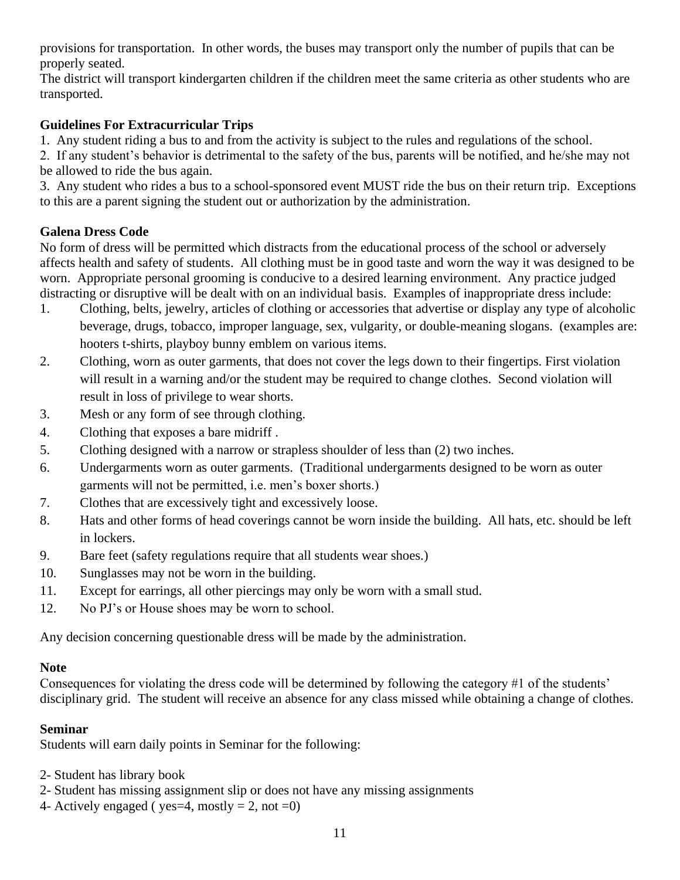provisions for transportation. In other words, the buses may transport only the number of pupils that can be properly seated.

The district will transport kindergarten children if the children meet the same criteria as other students who are transported.

**Guidelines For Extracurricular Trips**

1. Any student riding a bus to and from the activity is subject to the rules and regulations of the school.
2. If any student's behavior is detrimental to the safety of the bus, parents will be notified, and he/she may not be allowed to ride the bus again.
3. Any student who rides a bus to a school-sponsored event MUST ride the bus on their return trip. Exceptions to this are a parent signing the student out or authorization by the administration.

**Galena Dress Code**

No form of dress will be permitted which distracts from the educational process of the school or adversely affects health and safety of students. All clothing must be in good taste and worn the way it was designed to be worn. Appropriate personal grooming is conducive to a desired learning environment. Any practice judged distracting or disruptive will be dealt with on an individual basis. Examples of inappropriate dress include:

1. Clothing, belts, jewelry, articles of clothing or accessories that advertise or display any type of alcoholic beverage, drugs, tobacco, improper language, sex, vulgarity, or double-meaning slogans. (examples are: hooters t-shirts, playboy bunny emblem on various items.
2. Clothing, worn as outer garments, that does not cover the legs down to their fingertips. First violation will result in a warning and/or the student may be required to change clothes. Second violation will result in loss of privilege to wear shorts.
3. Mesh or any form of see through clothing.
4. Clothing that exposes a bare midriff .
5. Clothing designed with a narrow or strapless shoulder of less than (2) two inches.
6. Undergarments worn as outer garments. (Traditional undergarments designed to be worn as outer garments will not be permitted, i.e. men's boxer shorts.)
7. Clothes that are excessively tight and excessively loose.
8. Hats and other forms of head coverings cannot be worn inside the building. All hats, etc. should be left in lockers.
9. Bare feet (safety regulations require that all students wear shoes.)
10. Sunglasses may not be worn in the building.
11. Except for earrings, all other piercings may only be worn with a small stud.
12. No PJ's or House shoes may be worn to school.

Any decision concerning questionable dress will be made by the administration.

**Note**

Consequences for violating the dress code will be determined by following the category #1 of the students' disciplinary grid. The student will receive an absence for any class missed while obtaining a change of clothes.

**Seminar**

Students will earn daily points in Seminar for the following:

2- Student has library book
2- Student has missing assignment slip or does not have any missing assignments
4- Actively engaged ( yes=4, mostly = 2, not =0)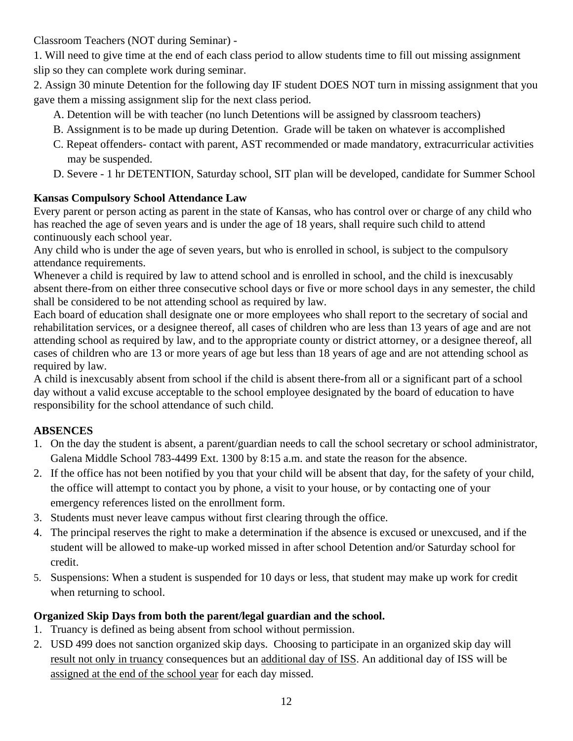Classroom Teachers (NOT during Seminar) -

1. Will need to give time at the end of each class period to allow students time to fill out missing assignment slip so they can complete work during seminar.
2. Assign 30 minute Detention for the following day IF student DOES NOT turn in missing assignment that you gave them a missing assignment slip for the next class period.
   - A. Detention will be with teacher (no lunch Detentions will be assigned by classroom teachers)
   - B. Assignment is to be made up during Detention. Grade will be taken on whatever is accomplished
   - C. Repeat offenders- contact with parent, AST recommended or made mandatory, extracurricular activities may be suspended.
   - D. Severe - 1 hr DETENTION, Saturday school, SIT plan will be developed, candidate for Summer School

**Kansas Compulsory School Attendance Law**

Every parent or person acting as parent in the state of Kansas, who has control over or charge of any child who has reached the age of seven years and is under the age of 18 years, shall require such child to attend continuously each school year.

Any child who is under the age of seven years, but who is enrolled in school, is subject to the compulsory attendance requirements.

Whenever a child is required by law to attend school and is enrolled in school, and the child is inexcusably absent there-from on either three consecutive school days or five or more school days in any semester, the child shall be considered to be not attending school as required by law.

Each board of education shall designate one or more employees who shall report to the secretary of social and rehabilitation services, or a designee thereof, all cases of children who are less than 13 years of age and are not attending school as required by law, and to the appropriate county or district attorney, or a designee thereof, all cases of children who are 13 or more years of age but less than 18 years of age and are not attending school as required by law.

A child is inexcusably absent from school if the child is absent there-from all or a significant part of a school day without a valid excuse acceptable to the school employee designated by the board of education to have responsibility for the school attendance of such child.

**ABSENCES**

1. On the day the student is absent, a parent/guardian needs to call the school secretary or school administrator, Galena Middle School 783-4499 Ext. 1300 by 8:15 a.m. and state the reason for the absence.
2. If the office has not been notified by you that your child will be absent that day, for the safety of your child, the office will attempt to contact you by phone, a visit to your house, or by contacting one of your emergency references listed on the enrollment form.
3. Students must never leave campus without first clearing through the office.
4. The principal reserves the right to make a determination if the absence is excused or unexcused, and if the student will be allowed to make-up worked missed in after school Detention and/or Saturday school for credit.
5. Suspensions: When a student is suspended for 10 days or less, that student may make up work for credit when returning to school.

**Organized Skip Days from both the parent/legal guardian and the school.**

1. Truancy is defined as being absent from school without permission.
2. USD 499 does not sanction organized skip days. Choosing to participate in an organized skip day will <u>result not only in truancy</u> consequences but an <u>additional day of ISS</u>. An additional day of ISS will be <u>assigned at the end of the school year</u> for each day missed.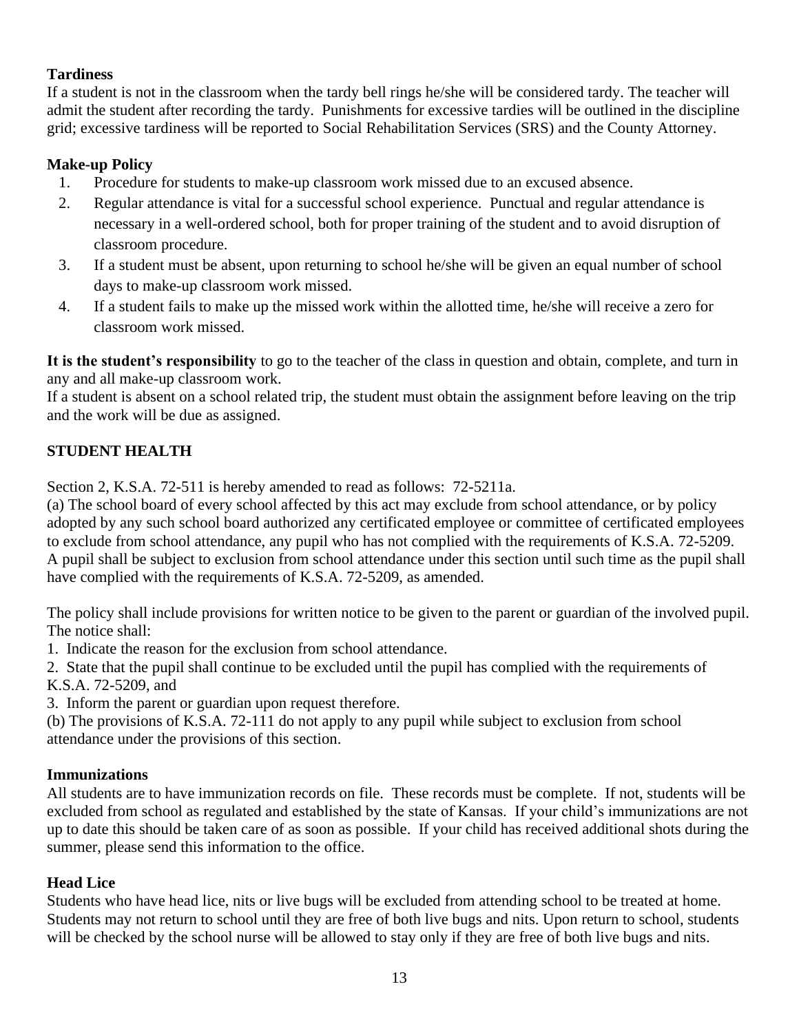**Tardiness**

If a student is not in the classroom when the tardy bell rings he/she will be considered tardy. The teacher will admit the student after recording the tardy. Punishments for excessive tardies will be outlined in the discipline grid; excessive tardiness will be reported to Social Rehabilitation Services (SRS) and the County Attorney.

**Make-up Policy**

1. Procedure for students to make-up classroom work missed due to an excused absence.
2. Regular attendance is vital for a successful school experience. Punctual and regular attendance is necessary in a well-ordered school, both for proper training of the student and to avoid disruption of classroom procedure.
3. If a student must be absent, upon returning to school he/she will be given an equal number of school days to make-up classroom work missed.
4. If a student fails to make up the missed work within the allotted time, he/she will receive a zero for classroom work missed.

**It is the student's responsibility** to go to the teacher of the class in question and obtain, complete, and turn in any and all make-up classroom work.

If a student is absent on a school related trip, the student must obtain the assignment before leaving on the trip and the work will be due as assigned.

## STUDENT HEALTH

Section 2, K.S.A. 72-511 is hereby amended to read as follows: 72-5211a.

(a) The school board of every school affected by this act may exclude from school attendance, or by policy adopted by any such school board authorized any certificated employee or committee of certificated employees to exclude from school attendance, any pupil who has not complied with the requirements of K.S.A. 72-5209. A pupil shall be subject to exclusion from school attendance under this section until such time as the pupil shall have complied with the requirements of K.S.A. 72-5209, as amended.

The policy shall include provisions for written notice to be given to the parent or guardian of the involved pupil. The notice shall:

1. Indicate the reason for the exclusion from school attendance.
2. State that the pupil shall continue to be excluded until the pupil has complied with the requirements of K.S.A. 72-5209, and
3. Inform the parent or guardian upon request therefore.

(b) The provisions of K.S.A. 72-111 do not apply to any pupil while subject to exclusion from school attendance under the provisions of this section.

**Immunizations**

All students are to have immunization records on file. These records must be complete. If not, students will be excluded from school as regulated and established by the state of Kansas. If your child's immunizations are not up to date this should be taken care of as soon as possible. If your child has received additional shots during the summer, please send this information to the office.

**Head Lice**

Students who have head lice, nits or live bugs will be excluded from attending school to be treated at home. Students may not return to school until they are free of both live bugs and nits. Upon return to school, students will be checked by the school nurse will be allowed to stay only if they are free of both live bugs and nits.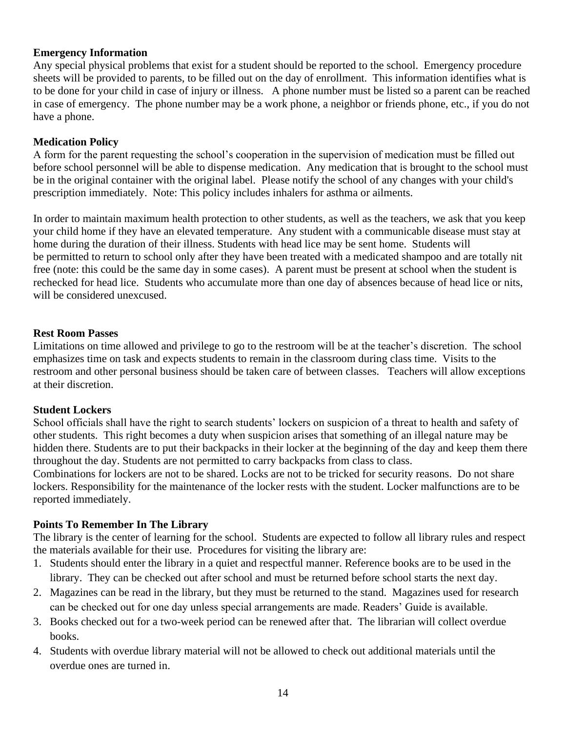**Emergency Information**

Any special physical problems that exist for a student should be reported to the school. Emergency procedure sheets will be provided to parents, to be filled out on the day of enrollment. This information identifies what is to be done for your child in case of injury or illness. A phone number must be listed so a parent can be reached in case of emergency. The phone number may be a work phone, a neighbor or friends phone, etc., if you do not have a phone.

**Medication Policy**

A form for the parent requesting the school's cooperation in the supervision of medication must be filled out before school personnel will be able to dispense medication. Any medication that is brought to the school must be in the original container with the original label. Please notify the school of any changes with your child's prescription immediately. Note: This policy includes inhalers for asthma or ailments.

In order to maintain maximum health protection to other students, as well as the teachers, we ask that you keep your child home if they have an elevated temperature. Any student with a communicable disease must stay at home during the duration of their illness. Students with head lice may be sent home. Students will be permitted to return to school only after they have been treated with a medicated shampoo and are totally nit free (note: this could be the same day in some cases). A parent must be present at school when the student is rechecked for head lice. Students who accumulate more than one day of absences because of head lice or nits, will be considered unexcused.

**Rest Room Passes**

Limitations on time allowed and privilege to go to the restroom will be at the teacher's discretion. The school emphasizes time on task and expects students to remain in the classroom during class time. Visits to the restroom and other personal business should be taken care of between classes. Teachers will allow exceptions at their discretion.

**Student Lockers**

School officials shall have the right to search students' lockers on suspicion of a threat to health and safety of other students. This right becomes a duty when suspicion arises that something of an illegal nature may be hidden there. Students are to put their backpacks in their locker at the beginning of the day and keep them there throughout the day. Students are not permitted to carry backpacks from class to class.
Combinations for lockers are not to be shared. Locks are not to be tricked for security reasons. Do not share lockers. Responsibility for the maintenance of the locker rests with the student. Locker malfunctions are to be reported immediately.

**Points To Remember In The Library**

The library is the center of learning for the school. Students are expected to follow all library rules and respect the materials available for their use. Procedures for visiting the library are:

1. Students should enter the library in a quiet and respectful manner. Reference books are to be used in the library. They can be checked out after school and must be returned before school starts the next day.
2. Magazines can be read in the library, but they must be returned to the stand. Magazines used for research can be checked out for one day unless special arrangements are made. Readers' Guide is available.
3. Books checked out for a two-week period can be renewed after that. The librarian will collect overdue books.
4. Students with overdue library material will not be allowed to check out additional materials until the overdue ones are turned in.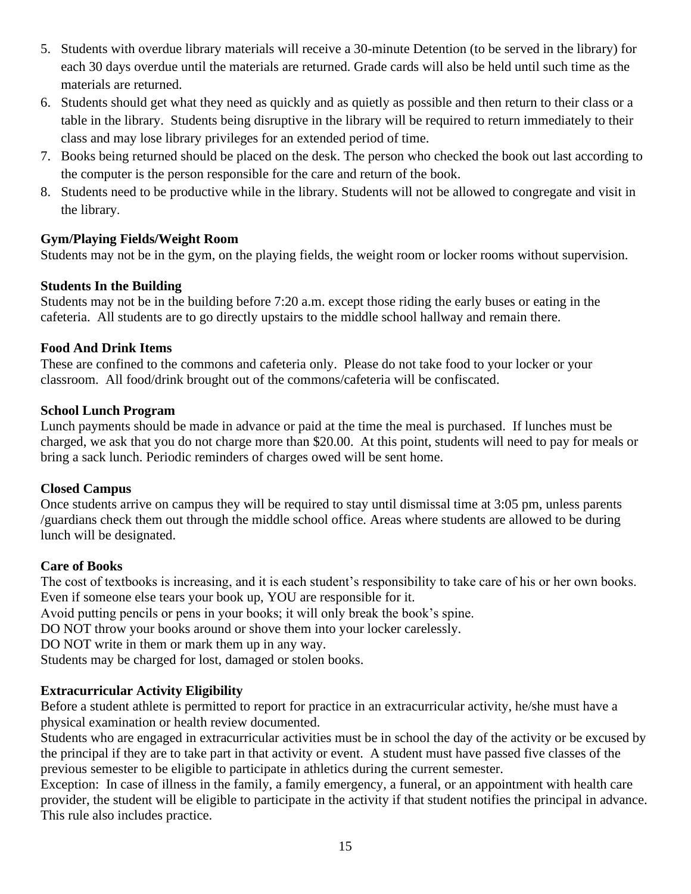5. Students with overdue library materials will receive a 30-minute Detention (to be served in the library) for each 30 days overdue until the materials are returned. Grade cards will also be held until such time as the materials are returned.
6. Students should get what they need as quickly and as quietly as possible and then return to their class or a table in the library. Students being disruptive in the library will be required to return immediately to their class and may lose library privileges for an extended period of time.
7. Books being returned should be placed on the desk. The person who checked the book out last according to the computer is the person responsible for the care and return of the book.
8. Students need to be productive while in the library. Students will not be allowed to congregate and visit in the library.

**Gym/Playing Fields/Weight Room**

Students may not be in the gym, on the playing fields, the weight room or locker rooms without supervision.

**Students In the Building**

Students may not be in the building before 7:20 a.m. except those riding the early buses or eating in the cafeteria. All students are to go directly upstairs to the middle school hallway and remain there.

**Food And Drink Items**

These are confined to the commons and cafeteria only. Please do not take food to your locker or your classroom. All food/drink brought out of the commons/cafeteria will be confiscated.

**School Lunch Program**

Lunch payments should be made in advance or paid at the time the meal is purchased. If lunches must be charged, we ask that you do not charge more than $20.00. At this point, students will need to pay for meals or bring a sack lunch. Periodic reminders of charges owed will be sent home.

**Closed Campus**

Once students arrive on campus they will be required to stay until dismissal time at 3:05 pm, unless parents /guardians check them out through the middle school office. Areas where students are allowed to be during lunch will be designated.

**Care of Books**

The cost of textbooks is increasing, and it is each student's responsibility to take care of his or her own books. Even if someone else tears your book up, YOU are responsible for it.
Avoid putting pencils or pens in your books; it will only break the book's spine.
DO NOT throw your books around or shove them into your locker carelessly.
DO NOT write in them or mark them up in any way.
Students may be charged for lost, damaged or stolen books.

**Extracurricular Activity Eligibility**

Before a student athlete is permitted to report for practice in an extracurricular activity, he/she must have a physical examination or health review documented.
Students who are engaged in extracurricular activities must be in school the day of the activity or be excused by the principal if they are to take part in that activity or event. A student must have passed five classes of the previous semester to be eligible to participate in athletics during the current semester.
Exception: In case of illness in the family, a family emergency, a funeral, or an appointment with health care provider, the student will be eligible to participate in the activity if that student notifies the principal in advance. This rule also includes practice.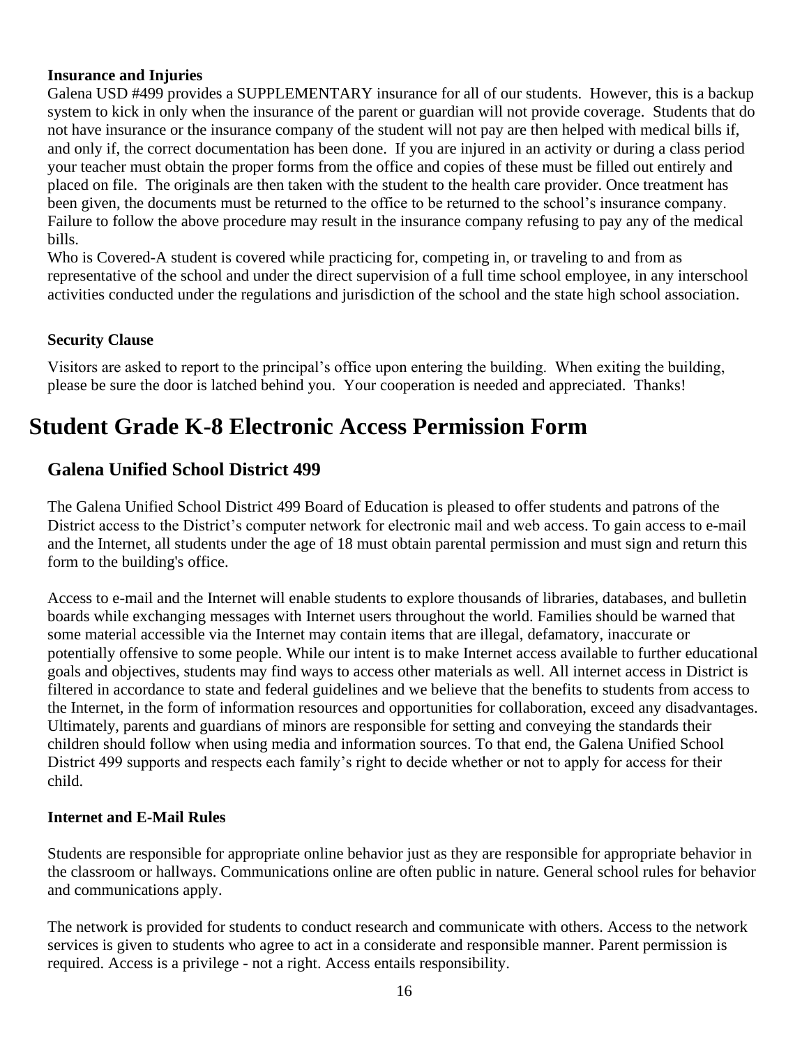**Insurance and Injuries**

Galena USD #499 provides a SUPPLEMENTARY insurance for all of our students. However, this is a backup system to kick in only when the insurance of the parent or guardian will not provide coverage. Students that do not have insurance or the insurance company of the student will not pay are then helped with medical bills if, and only if, the correct documentation has been done. If you are injured in an activity or during a class period your teacher must obtain the proper forms from the office and copies of these must be filled out entirely and placed on file. The originals are then taken with the student to the health care provider. Once treatment has been given, the documents must be returned to the office to be returned to the school's insurance company. Failure to follow the above procedure may result in the insurance company refusing to pay any of the medical bills.

Who is Covered-A student is covered while practicing for, competing in, or traveling to and from as representative of the school and under the direct supervision of a full time school employee, in any interschool activities conducted under the regulations and jurisdiction of the school and the state high school association.

**Security Clause**

Visitors are asked to report to the principal's office upon entering the building. When exiting the building, please be sure the door is latched behind you. Your cooperation is needed and appreciated. Thanks!

# Student Grade K-8 Electronic Access Permission Form

## Galena Unified School District 499

The Galena Unified School District 499 Board of Education is pleased to offer students and patrons of the District access to the District's computer network for electronic mail and web access. To gain access to e-mail and the Internet, all students under the age of 18 must obtain parental permission and must sign and return this form to the building's office.

Access to e-mail and the Internet will enable students to explore thousands of libraries, databases, and bulletin boards while exchanging messages with Internet users throughout the world. Families should be warned that some material accessible via the Internet may contain items that are illegal, defamatory, inaccurate or potentially offensive to some people. While our intent is to make Internet access available to further educational goals and objectives, students may find ways to access other materials as well. All internet access in District is filtered in accordance to state and federal guidelines and we believe that the benefits to students from access to the Internet, in the form of information resources and opportunities for collaboration, exceed any disadvantages. Ultimately, parents and guardians of minors are responsible for setting and conveying the standards their children should follow when using media and information sources. To that end, the Galena Unified School District 499 supports and respects each family's right to decide whether or not to apply for access for their child.

**Internet and E-Mail Rules**

Students are responsible for appropriate online behavior just as they are responsible for appropriate behavior in the classroom or hallways. Communications online are often public in nature. General school rules for behavior and communications apply.

The network is provided for students to conduct research and communicate with others. Access to the network services is given to students who agree to act in a considerate and responsible manner. Parent permission is required. Access is a privilege - not a right. Access entails responsibility.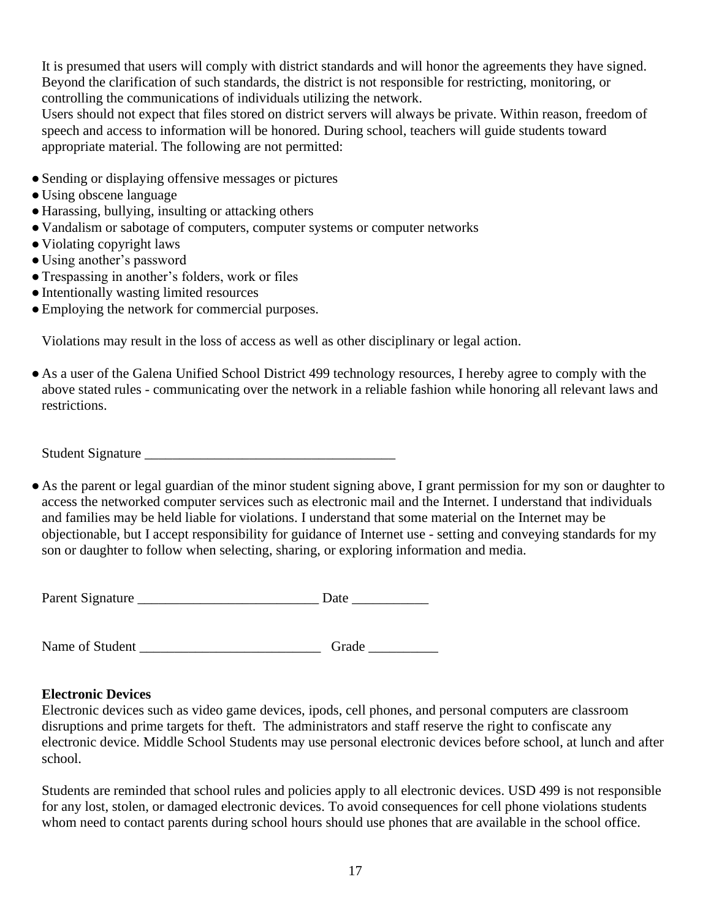It is presumed that users will comply with district standards and will honor the agreements they have signed. Beyond the clarification of such standards, the district is not responsible for restricting, monitoring, or controlling the communications of individuals utilizing the network.

Users should not expect that files stored on district servers will always be private. Within reason, freedom of speech and access to information will be honored. During school, teachers will guide students toward appropriate material. The following are not permitted:

- Sending or displaying offensive messages or pictures
- Using obscene language
- Harassing, bullying, insulting or attacking others
- Vandalism or sabotage of computers, computer systems or computer networks
- Violating copyright laws
- Using another's password
- Trespassing in another's folders, work or files
- Intentionally wasting limited resources
- Employing the network for commercial purposes.

Violations may result in the loss of access as well as other disciplinary or legal action.

- As a user of the Galena Unified School District 499 technology resources, I hereby agree to comply with the above stated rules - communicating over the network in a reliable fashion while honoring all relevant laws and restrictions.

Student Signature ____________________________________

- As the parent or legal guardian of the minor student signing above, I grant permission for my son or daughter to access the networked computer services such as electronic mail and the Internet. I understand that individuals and families may be held liable for violations. I understand that some material on the Internet may be objectionable, but I accept responsibility for guidance of Internet use - setting and conveying standards for my son or daughter to follow when selecting, sharing, or exploring information and media.

Parent Signature __________________________ Date ___________

Name of Student __________________________ Grade __________

**Electronic Devices**

Electronic devices such as video game devices, ipods, cell phones, and personal computers are classroom disruptions and prime targets for theft. The administrators and staff reserve the right to confiscate any electronic device. Middle School Students may use personal electronic devices before school, at lunch and after school.

Students are reminded that school rules and policies apply to all electronic devices. USD 499 is not responsible for any lost, stolen, or damaged electronic devices. To avoid consequences for cell phone violations students whom need to contact parents during school hours should use phones that are available in the school office.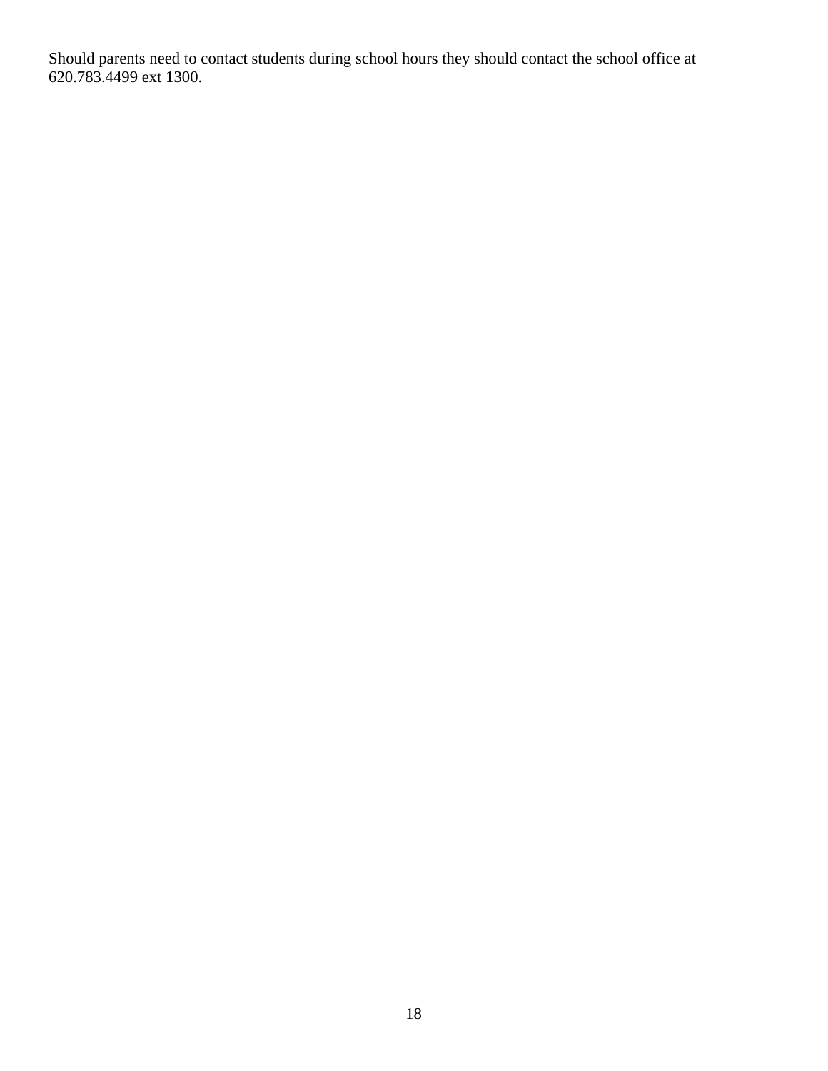Should parents need to contact students during school hours they should contact the school office at 620.783.4499 ext 1300.